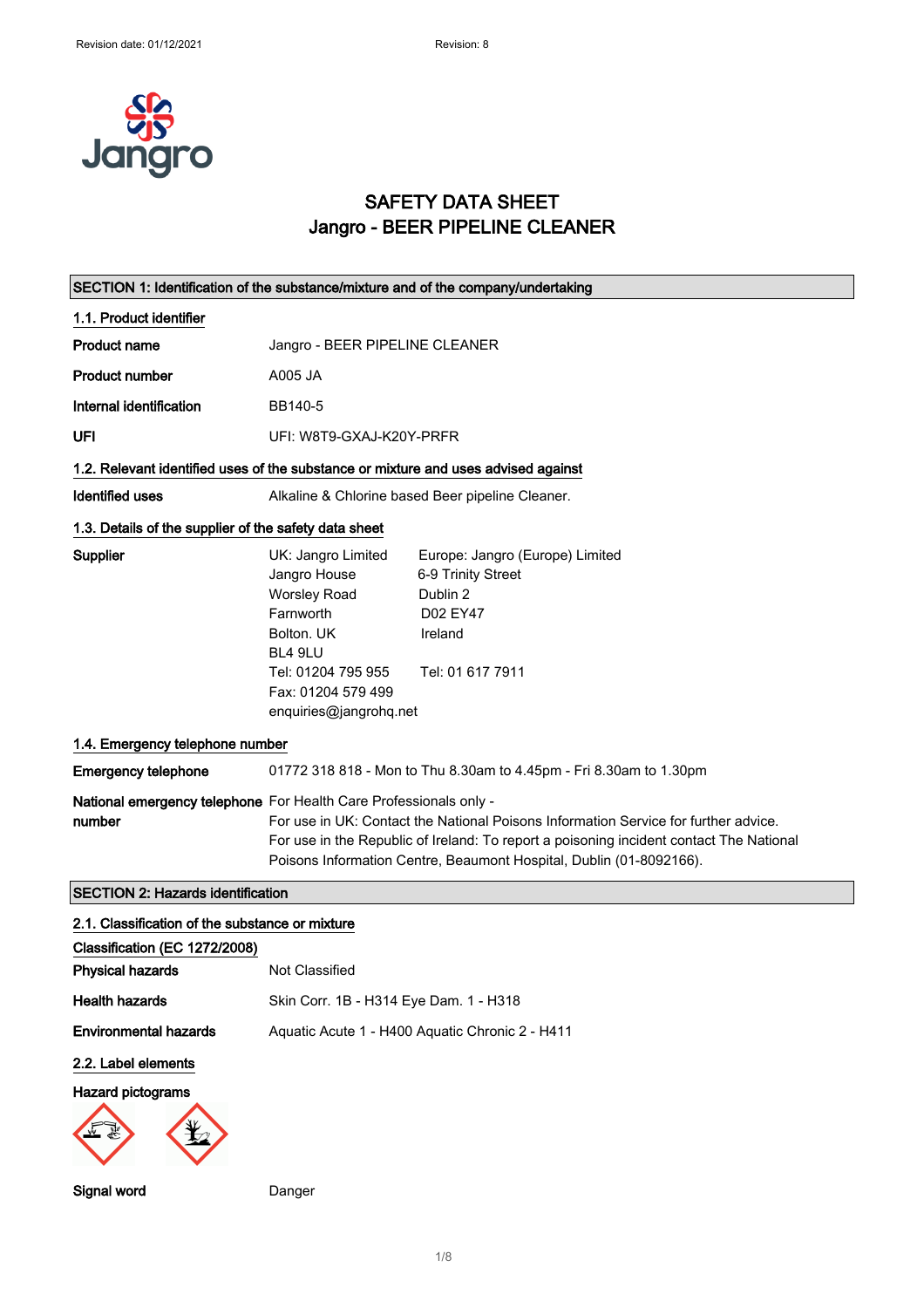Revision date: 01/12/2021 Revision: 8

# SAFETY DATA SHEET
## Jangro - BEER PIPELINE CLEANER

### SECTION 1: Identification of the substance/mixture and of the company/undertaking

#### 1.1. Product identifier

| | |
|---|---|
| **Product name** | Jangro - BEER PIPELINE CLEANER |
| **Product number** | A005 JA |
| **Internal identification** | BB140-5 |
| **UFI** | UFI: W8T9-GXAJ-K20Y-PRFR |

#### 1.2. Relevant identified uses of the substance or mixture and uses advised against

**Identified uses** Alkaline & Chlorine based Beer pipeline Cleaner.

#### 1.3. Details of the supplier of the safety data sheet

**Supplier**

UK: Jangro Limited
Jangro House
Worsley Road
Farnworth
Bolton. UK
BL4 9LU
Tel: 01204 795 955
Fax: 01204 579 499
enquiries@jangrohq.net

Europe: Jangro (Europe) Limited
6-9 Trinity Street
Dublin 2
D02 EY47
Ireland
Tel: 01 617 7911

#### 1.4. Emergency telephone number

**Emergency telephone** 01772 318 818 - Mon to Thu 8.30am to 4.45pm - Fri 8.30am to 1.30pm

**National emergency telephone number** For Health Care Professionals only -
For use in UK: Contact the National Poisons Information Service for further advice.
For use in the Republic of Ireland: To report a poisoning incident contact The National Poisons Information Centre, Beaumont Hospital, Dublin (01-8092166).

### SECTION 2: Hazards identification

#### 2.1. Classification of the substance or mixture

**Classification (EC 1272/2008)**

| | |
|---|---|
| **Physical hazards** | Not Classified |
| **Health hazards** | Skin Corr. 1B - H314 Eye Dam. 1 - H318 |
| **Environmental hazards** | Aquatic Acute 1 - H400 Aquatic Chronic 2 - H411 |

#### 2.2. Label elements

**Hazard pictograms**

**Signal word** Danger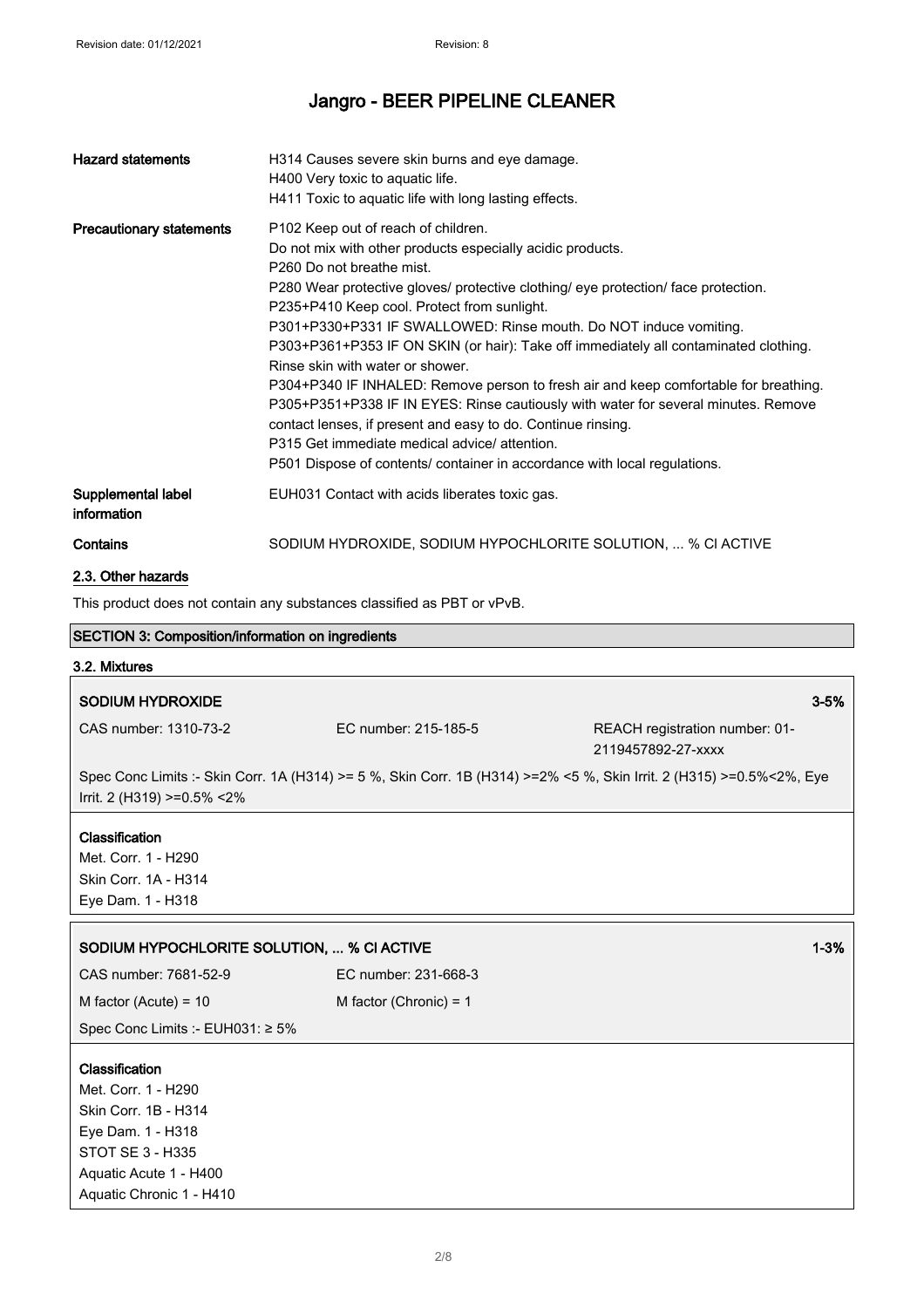| | |
|---|---|
| **Hazard statements** | H314 Causes severe skin burns and eye damage.<br>H400 Very toxic to aquatic life.<br>H411 Toxic to aquatic life with long lasting effects. |
| **Precautionary statements** | P102 Keep out of reach of children.<br>Do not mix with other products especially acidic products.<br>P260 Do not breathe mist.<br>P280 Wear protective gloves/ protective clothing/ eye protection/ face protection.<br>P235+P410 Keep cool. Protect from sunlight.<br>P301+P330+P331 IF SWALLOWED: Rinse mouth. Do NOT induce vomiting.<br>P303+P361+P353 IF ON SKIN (or hair): Take off immediately all contaminated clothing. Rinse skin with water or shower.<br>P304+P340 IF INHALED: Remove person to fresh air and keep comfortable for breathing.<br>P305+P351+P338 IF IN EYES: Rinse cautiously with water for several minutes. Remove contact lenses, if present and easy to do. Continue rinsing.<br>P315 Get immediate medical advice/ attention.<br>P501 Dispose of contents/ container in accordance with local regulations. |
| **Supplemental label information** | EUH031 Contact with acids liberates toxic gas. |
| **Contains** | SODIUM HYDROXIDE, SODIUM HYPOCHLORITE SOLUTION, ... % Cl ACTIVE |

### 2.3. Other hazards

This product does not contain any substances classified as PBT or vPvB.

## SECTION 3: Composition/information on ingredients

### 3.2. Mixtures

**SODIUM HYDROXIDE** 3-5%

CAS number: 1310-73-2 | EC number: 215-185-5 | REACH registration number: 01-2119457892-27-xxxx

Spec Conc Limits :- Skin Corr. 1A (H314) >= 5 %, Skin Corr. 1B (H314) >=2% <5 %, Skin Irrit. 2 (H315) >=0.5%<2%, Eye Irrit. 2 (H319) >=0.5% <2%

**Classification**

Met. Corr. 1 - H290
Skin Corr. 1A - H314
Eye Dam. 1 - H318

**SODIUM HYPOCHLORITE SOLUTION, ... % Cl ACTIVE** 1-3%

CAS number: 7681-52-9 | EC number: 231-668-3

M factor (Acute) = 10 | M factor (Chronic) = 1

Spec Conc Limits :- EUH031: ≥ 5%

**Classification**

Met. Corr. 1 - H290
Skin Corr. 1B - H314
Eye Dam. 1 - H318
STOT SE 3 - H335
Aquatic Acute 1 - H400
Aquatic Chronic 1 - H410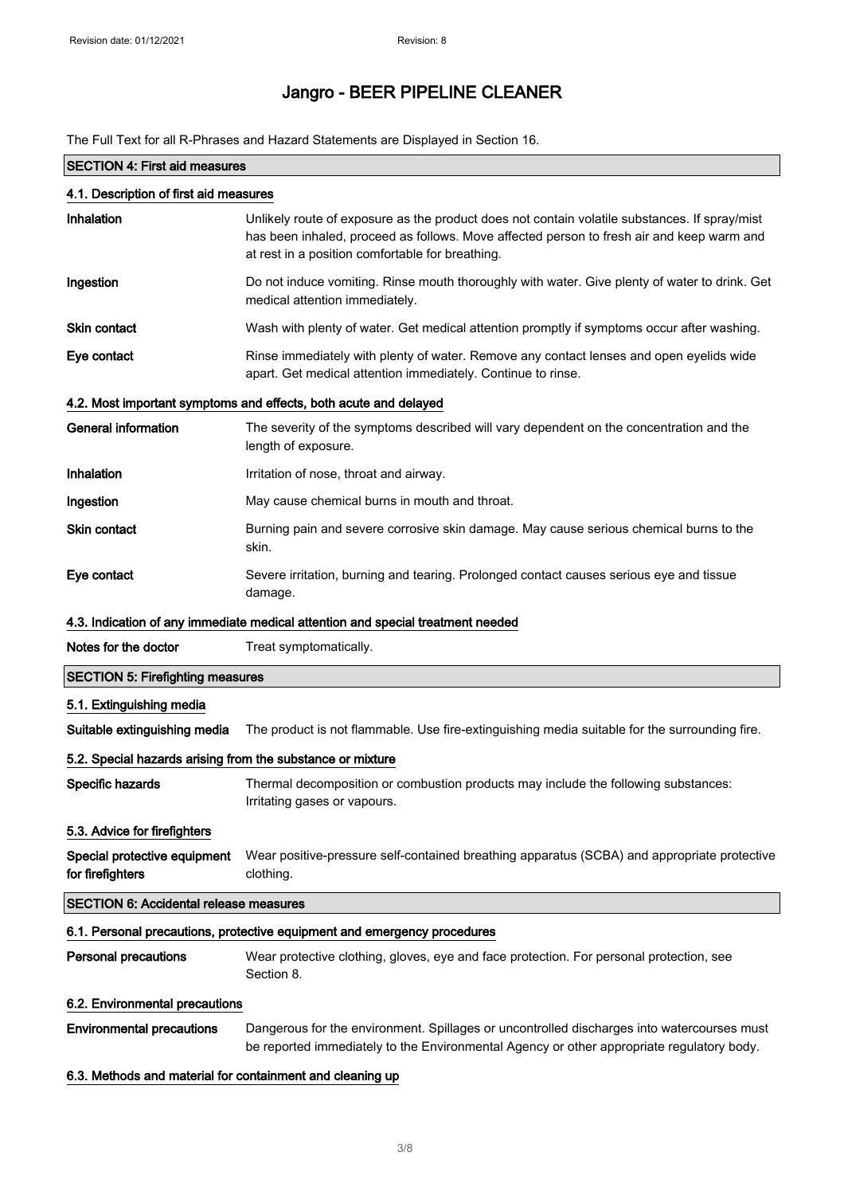# Jangro - BEER PIPELINE CLEANER

The Full Text for all R-Phrases and Hazard Statements are Displayed in Section 16.

## SECTION 4: First aid measures

### 4.1. Description of first aid measures

**Inhalation** Unlikely route of exposure as the product does not contain volatile substances. If spray/mist has been inhaled, proceed as follows. Move affected person to fresh air and keep warm and at rest in a position comfortable for breathing.

**Ingestion** Do not induce vomiting. Rinse mouth thoroughly with water. Give plenty of water to drink. Get medical attention immediately.

**Skin contact** Wash with plenty of water. Get medical attention promptly if symptoms occur after washing.

**Eye contact** Rinse immediately with plenty of water. Remove any contact lenses and open eyelids wide apart. Get medical attention immediately. Continue to rinse.

### 4.2. Most important symptoms and effects, both acute and delayed

**General information** The severity of the symptoms described will vary dependent on the concentration and the length of exposure.

**Inhalation** Irritation of nose, throat and airway.

**Ingestion** May cause chemical burns in mouth and throat.

**Skin contact** Burning pain and severe corrosive skin damage. May cause serious chemical burns to the skin.

**Eye contact** Severe irritation, burning and tearing. Prolonged contact causes serious eye and tissue damage.

### 4.3. Indication of any immediate medical attention and special treatment needed

**Notes for the doctor** Treat symptomatically.

## SECTION 5: Firefighting measures

### 5.1. Extinguishing media

**Suitable extinguishing media** The product is not flammable. Use fire-extinguishing media suitable for the surrounding fire.

### 5.2. Special hazards arising from the substance or mixture

**Specific hazards** Thermal decomposition or combustion products may include the following substances: Irritating gases or vapours.

### 5.3. Advice for firefighters

**Special protective equipment for firefighters** Wear positive-pressure self-contained breathing apparatus (SCBA) and appropriate protective clothing.

## SECTION 6: Accidental release measures

### 6.1. Personal precautions, protective equipment and emergency procedures

**Personal precautions** Wear protective clothing, gloves, eye and face protection. For personal protection, see Section 8.

### 6.2. Environmental precautions

**Environmental precautions** Dangerous for the environment. Spillages or uncontrolled discharges into watercourses must be reported immediately to the Environmental Agency or other appropriate regulatory body.

### 6.3. Methods and material for containment and cleaning up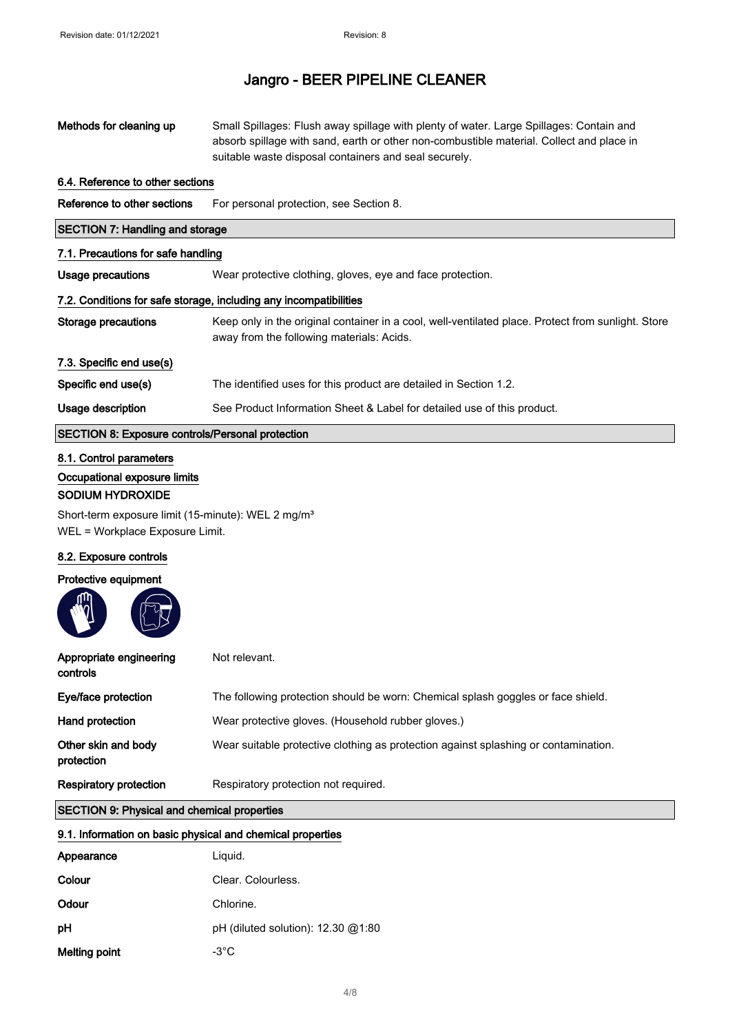**Methods for cleaning up** Small Spillages: Flush away spillage with plenty of water. Large Spillages: Contain and absorb spillage with sand, earth or other non-combustible material. Collect and place in suitable waste disposal containers and seal securely.

### 6.4. Reference to other sections

**Reference to other sections** For personal protection, see Section 8.

## SECTION 7: Handling and storage

### 7.1. Precautions for safe handling

**Usage precautions** Wear protective clothing, gloves, eye and face protection.

### 7.2. Conditions for safe storage, including any incompatibilities

**Storage precautions** Keep only in the original container in a cool, well-ventilated place. Protect from sunlight. Store away from the following materials: Acids.

### 7.3. Specific end use(s)

**Specific end use(s)** The identified uses for this product are detailed in Section 1.2.

**Usage description** See Product Information Sheet & Label for detailed use of this product.

## SECTION 8: Exposure controls/Personal protection

### 8.1. Control parameters

**Occupational exposure limits**

**SODIUM HYDROXIDE**

Short-term exposure limit (15-minute): WEL 2 mg/m³
WEL = Workplace Exposure Limit.

### 8.2. Exposure controls

**Protective equipment**

**Appropriate engineering controls** Not relevant.

**Eye/face protection** The following protection should be worn: Chemical splash goggles or face shield.

**Hand protection** Wear protective gloves. (Household rubber gloves.)

**Other skin and body protection** Wear suitable protective clothing as protection against splashing or contamination.

**Respiratory protection** Respiratory protection not required.

## SECTION 9: Physical and chemical properties

### 9.1. Information on basic physical and chemical properties

**Appearance** Liquid.

**Colour** Clear. Colourless.

**Odour** Chlorine.

**pH** pH (diluted solution): 12.30 @1:80

**Melting point** -3°C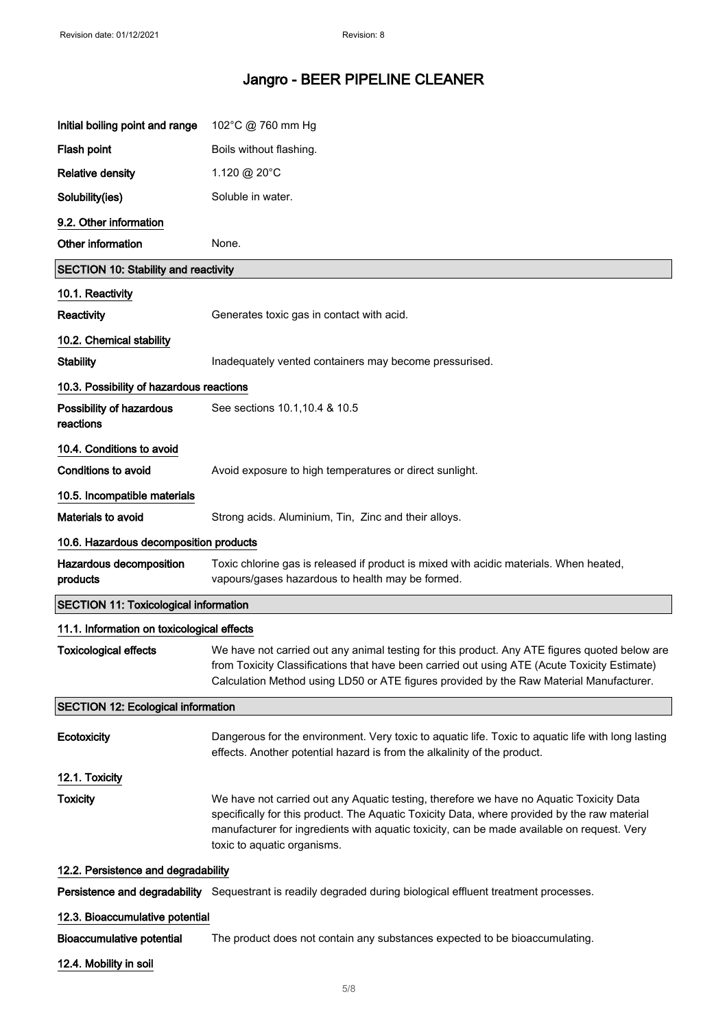| | |
|---|---|
| **Initial boiling point and range** | 102°C @ 760 mm Hg |
| **Flash point** | Boils without flashing. |
| **Relative density** | 1.120 @ 20°C |
| **Solubility(ies)** | Soluble in water. |

### 9.2. Other information

| | |
|---|---|
| **Other information** | None. |

## SECTION 10: Stability and reactivity

### 10.1. Reactivity

| | |
|---|---|
| **Reactivity** | Generates toxic gas in contact with acid. |

### 10.2. Chemical stability

| | |
|---|---|
| **Stability** | Inadequately vented containers may become pressurised. |

### 10.3. Possibility of hazardous reactions

| | |
|---|---|
| **Possibility of hazardous reactions** | See sections 10.1,10.4 & 10.5 |

### 10.4. Conditions to avoid

| | |
|---|---|
| **Conditions to avoid** | Avoid exposure to high temperatures or direct sunlight. |

### 10.5. Incompatible materials

| | |
|---|---|
| **Materials to avoid** | Strong acids. Aluminium, Tin, Zinc and their alloys. |

### 10.6. Hazardous decomposition products

| | |
|---|---|
| **Hazardous decomposition products** | Toxic chlorine gas is released if product is mixed with acidic materials. When heated, vapours/gases hazardous to health may be formed. |

## SECTION 11: Toxicological information

### 11.1. Information on toxicological effects

| | |
|---|---|
| **Toxicological effects** | We have not carried out any animal testing for this product. Any ATE figures quoted below are from Toxicity Classifications that have been carried out using ATE (Acute Toxicity Estimate) Calculation Method using LD50 or ATE figures provided by the Raw Material Manufacturer. |

## SECTION 12: Ecological information

| | |
|---|---|
| **Ecotoxicity** | Dangerous for the environment. Very toxic to aquatic life. Toxic to aquatic life with long lasting effects. Another potential hazard is from the alkalinity of the product. |

### 12.1. Toxicity

| | |
|---|---|
| **Toxicity** | We have not carried out any Aquatic testing, therefore we have no Aquatic Toxicity Data specifically for this product. The Aquatic Toxicity Data, where provided by the raw material manufacturer for ingredients with aquatic toxicity, can be made available on request. Very toxic to aquatic organisms. |

### 12.2. Persistence and degradability

| | |
|---|---|
| **Persistence and degradability** | Sequestrant is readily degraded during biological effluent treatment processes. |

### 12.3. Bioaccumulative potential

| | |
|---|---|
| **Bioaccumulative potential** | The product does not contain any substances expected to be bioaccumulating. |

### 12.4. Mobility in soil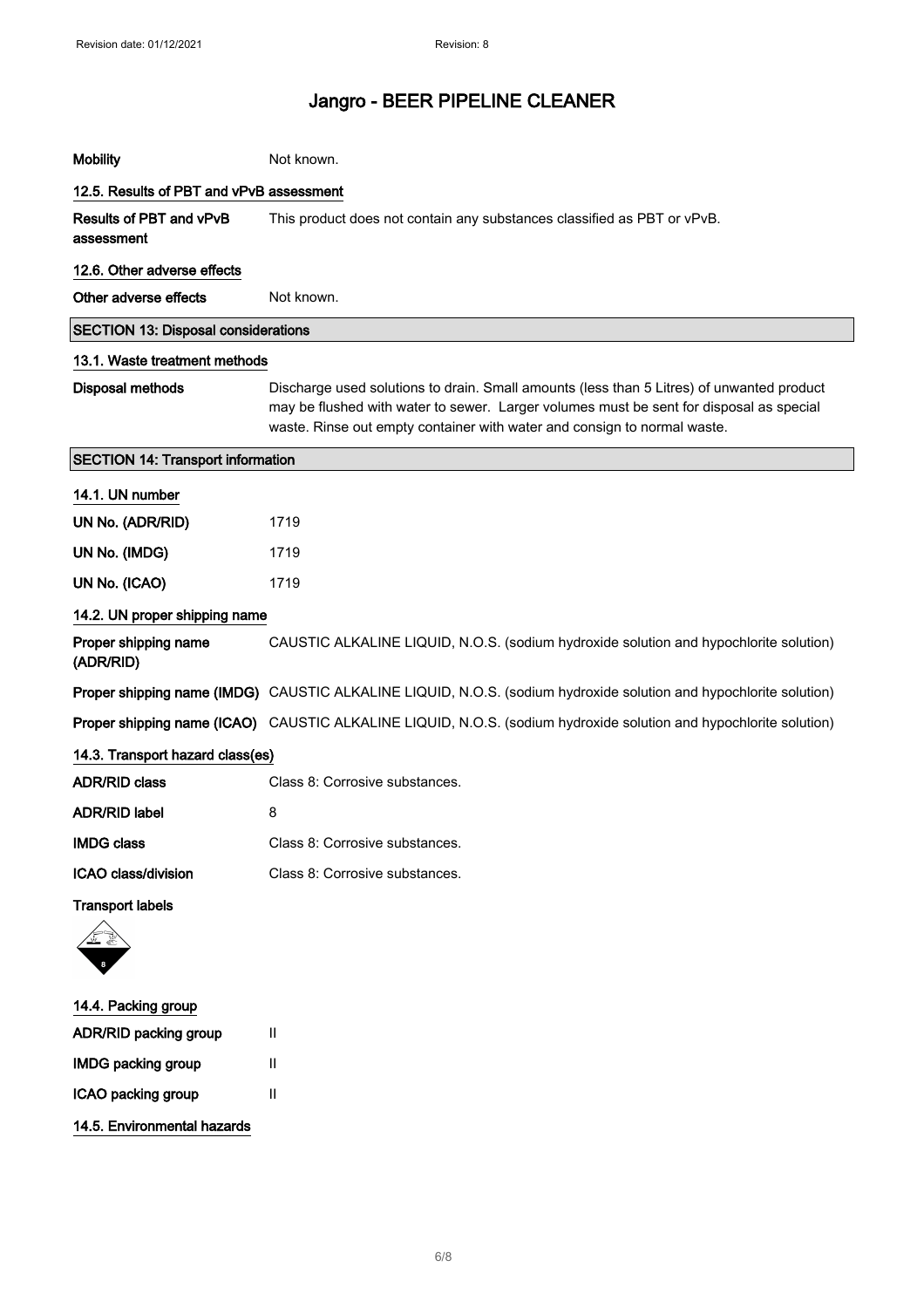| | |
|---|---|
| **Mobility** | Not known. |

### 12.5. Results of PBT and vPvB assessment

| | |
|---|---|
| **Results of PBT and vPvB assessment** | This product does not contain any substances classified as PBT or vPvB. |

### 12.6. Other adverse effects

| | |
|---|---|
| **Other adverse effects** | Not known. |

## SECTION 13: Disposal considerations

### 13.1. Waste treatment methods

| | |
|---|---|
| **Disposal methods** | Discharge used solutions to drain. Small amounts (less than 5 Litres) of unwanted product may be flushed with water to sewer. Larger volumes must be sent for disposal as special waste. Rinse out empty container with water and consign to normal waste. |

## SECTION 14: Transport information

### 14.1. UN number

| | |
|---|---|
| **UN No. (ADR/RID)** | 1719 |
| **UN No. (IMDG)** | 1719 |
| **UN No. (ICAO)** | 1719 |

### 14.2. UN proper shipping name

| | |
|---|---|
| **Proper shipping name (ADR/RID)** | CAUSTIC ALKALINE LIQUID, N.O.S. (sodium hydroxide solution and hypochlorite solution) |
| **Proper shipping name (IMDG)** | CAUSTIC ALKALINE LIQUID, N.O.S. (sodium hydroxide solution and hypochlorite solution) |
| **Proper shipping name (ICAO)** | CAUSTIC ALKALINE LIQUID, N.O.S. (sodium hydroxide solution and hypochlorite solution) |

### 14.3. Transport hazard class(es)

| | |
|---|---|
| **ADR/RID class** | Class 8: Corrosive substances. |
| **ADR/RID label** | 8 |
| **IMDG class** | Class 8: Corrosive substances. |
| **ICAO class/division** | Class 8: Corrosive substances. |

**Transport labels**

### 14.4. Packing group

| | |
|---|---|
| **ADR/RID packing group** | II |
| **IMDG packing group** | II |
| **ICAO packing group** | II |

### 14.5. Environmental hazards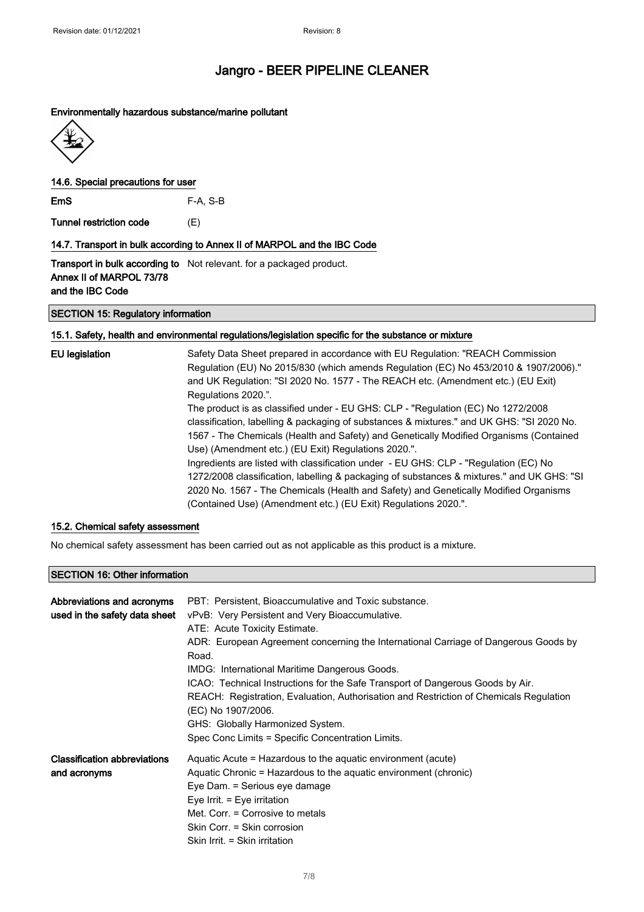**Environmentally hazardous substance/marine pollutant**

### 14.6. Special precautions for user

| | |
|---|---|
| **EmS** | F-A, S-B |
| **Tunnel restriction code** | (E) |

### 14.7. Transport in bulk according to Annex II of MARPOL and the IBC Code

| | |
|---|---|
| **Transport in bulk according to Annex II of MARPOL 73/78 and the IBC Code** | Not relevant. for a packaged product. |

## SECTION 15: Regulatory information

### 15.1. Safety, health and environmental regulations/legislation specific for the substance or mixture

**EU legislation**

Safety Data Sheet prepared in accordance with EU Regulation: "REACH Commission Regulation (EU) No 2015/830 (which amends Regulation (EC) No 453/2010 & 1907/2006)." and UK Regulation: "SI 2020 No. 1577 - The REACH etc. (Amendment etc.) (EU Exit) Regulations 2020.".

The product is as classified under - EU GHS: CLP - "Regulation (EC) No 1272/2008 classification, labelling & packaging of substances & mixtures." and UK GHS: "SI 2020 No. 1567 - The Chemicals (Health and Safety) and Genetically Modified Organisms (Contained Use) (Amendment etc.) (EU Exit) Regulations 2020.".

Ingredients are listed with classification under - EU GHS: CLP - "Regulation (EC) No 1272/2008 classification, labelling & packaging of substances & mixtures." and UK GHS: "SI 2020 No. 1567 - The Chemicals (Health and Safety) and Genetically Modified Organisms (Contained Use) (Amendment etc.) (EU Exit) Regulations 2020.".

### 15.2. Chemical safety assessment

No chemical safety assessment has been carried out as not applicable as this product is a mixture.

## SECTION 16: Other information

**Abbreviations and acronyms used in the safety data sheet**

PBT: Persistent, Bioaccumulative and Toxic substance.
vPvB: Very Persistent and Very Bioaccumulative.
ATE: Acute Toxicity Estimate.
ADR: European Agreement concerning the International Carriage of Dangerous Goods by Road.
IMDG: International Maritime Dangerous Goods.
ICAO: Technical Instructions for the Safe Transport of Dangerous Goods by Air.
REACH: Registration, Evaluation, Authorisation and Restriction of Chemicals Regulation (EC) No 1907/2006.
GHS: Globally Harmonized System.
Spec Conc Limits = Specific Concentration Limits.

**Classification abbreviations and acronyms**

Aquatic Acute = Hazardous to the aquatic environment (acute)
Aquatic Chronic = Hazardous to the aquatic environment (chronic)
Eye Dam. = Serious eye damage
Eye Irrit. = Eye irritation
Met. Corr. = Corrosive to metals
Skin Corr. = Skin corrosion
Skin Irrit. = Skin irritation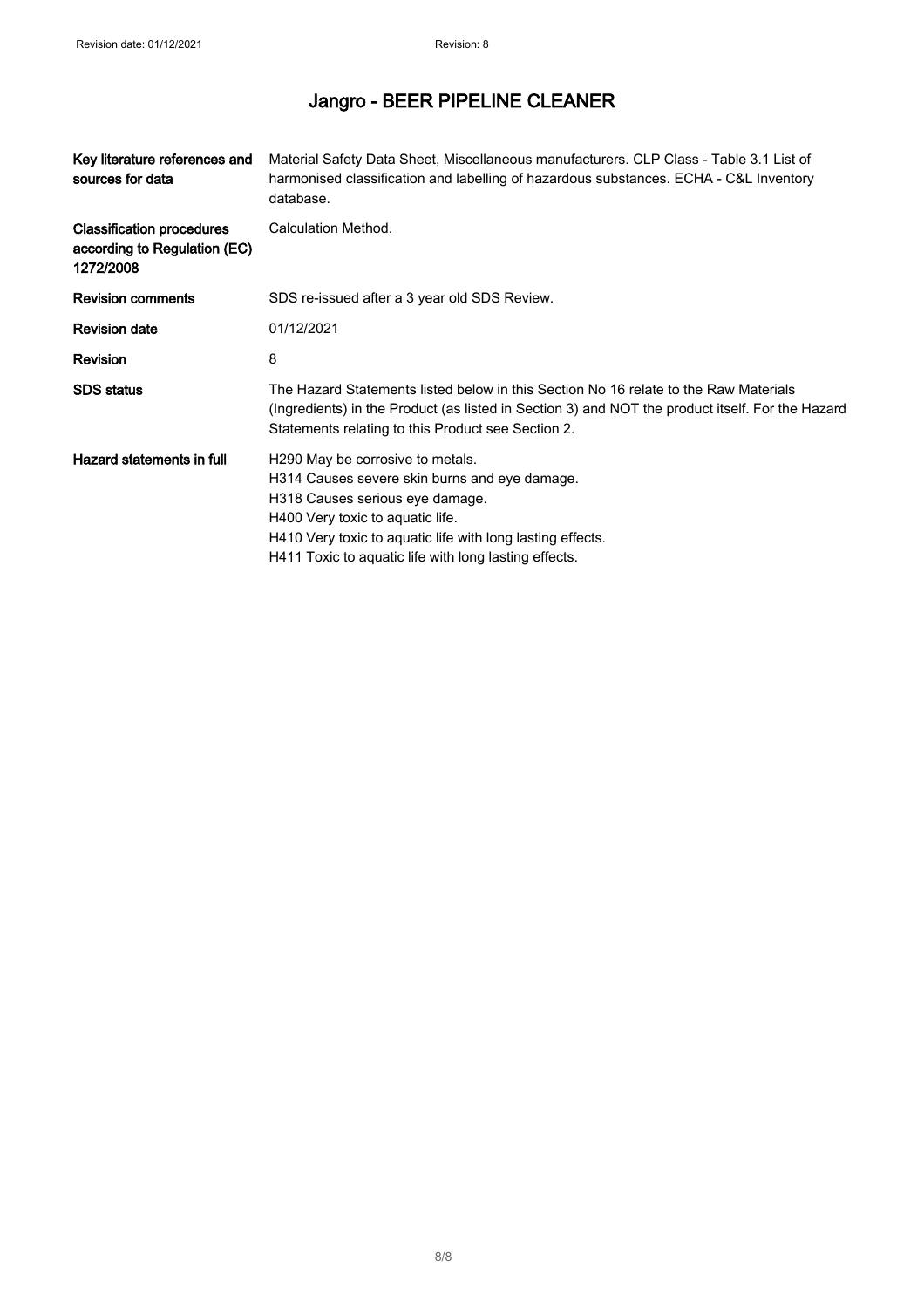# Jangro - BEER PIPELINE CLEANER

| | |
|---|---|
| **Key literature references and sources for data** | Material Safety Data Sheet, Miscellaneous manufacturers. CLP Class - Table 3.1 List of harmonised classification and labelling of hazardous substances. ECHA - C&L Inventory database. |
| **Classification procedures according to Regulation (EC) 1272/2008** | Calculation Method. |
| **Revision comments** | SDS re-issued after a 3 year old SDS Review. |
| **Revision date** | 01/12/2021 |
| **Revision** | 8 |
| **SDS status** | The Hazard Statements listed below in this Section No 16 relate to the Raw Materials (Ingredients) in the Product (as listed in Section 3) and NOT the product itself. For the Hazard Statements relating to this Product see Section 2. |
| **Hazard statements in full** | H290 May be corrosive to metals.<br>H314 Causes severe skin burns and eye damage.<br>H318 Causes serious eye damage.<br>H400 Very toxic to aquatic life.<br>H410 Very toxic to aquatic life with long lasting effects.<br>H411 Toxic to aquatic life with long lasting effects. |